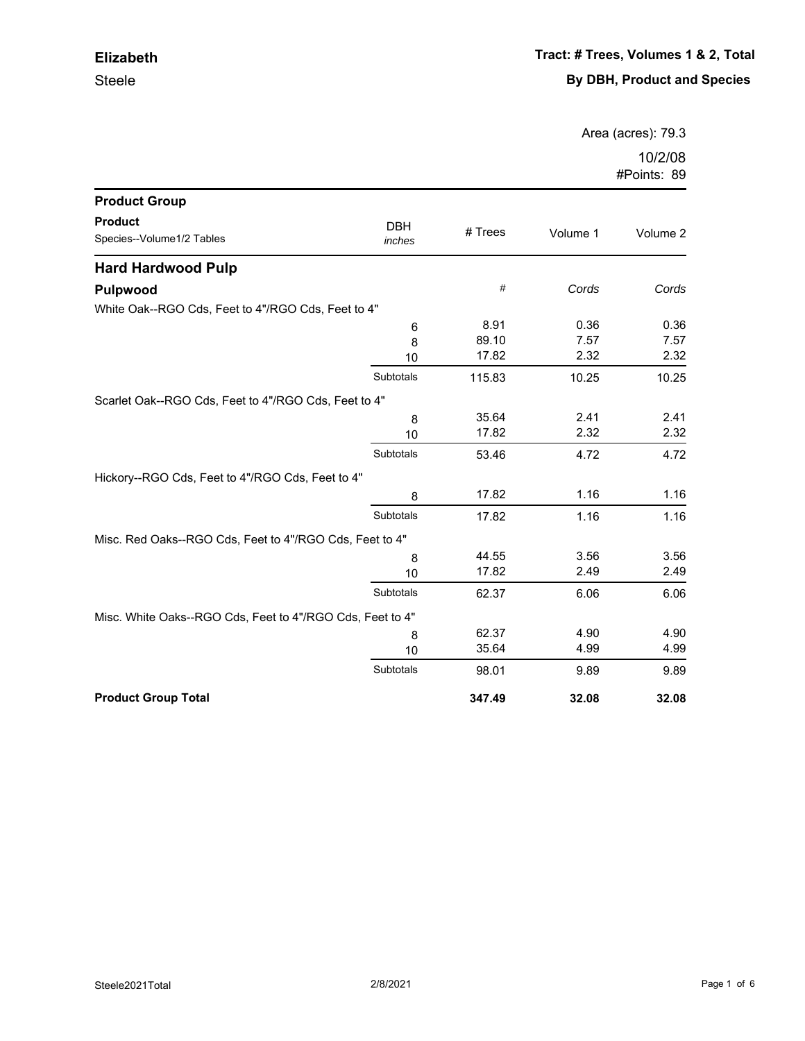**Elizabeth**

Steele

**Tract: # Trees, Volumes 1 & 2, Total**

**By DBH, Product and Species**

Area (acres): 79.3

10/2/08

#Points: 89

| Product Group<br>Product<br>Species--Volume1/2 Tables | DBH *inches* | # Trees | Volume 1 | Volume 2 |
|---|---|---|---|---|
| **Hard Hardwood Pulp** | | | | |
| **Pulpwood** | | *#* | *Cords* | *Cords* |
| White Oak--RGO Cds, Feet to 4"/RGO Cds, Feet to 4" | | | | |
| | 6 | 8.91 | 0.36 | 0.36 |
| | 8 | 89.10 | 7.57 | 7.57 |
| | 10 | 17.82 | 2.32 | 2.32 |
| | Subtotals | 115.83 | 10.25 | 10.25 |
| Scarlet Oak--RGO Cds, Feet to 4"/RGO Cds, Feet to 4" | | | | |
| | 8 | 35.64 | 2.41 | 2.41 |
| | 10 | 17.82 | 2.32 | 2.32 |
| | Subtotals | 53.46 | 4.72 | 4.72 |
| Hickory--RGO Cds, Feet to 4"/RGO Cds, Feet to 4" | | | | |
| | 8 | 17.82 | 1.16 | 1.16 |
| | Subtotals | 17.82 | 1.16 | 1.16 |
| Misc. Red Oaks--RGO Cds, Feet to 4"/RGO Cds, Feet to 4" | | | | |
| | 8 | 44.55 | 3.56 | 3.56 |
| | 10 | 17.82 | 2.49 | 2.49 |
| | Subtotals | 62.37 | 6.06 | 6.06 |
| Misc. White Oaks--RGO Cds, Feet to 4"/RGO Cds, Feet to 4" | | | | |
| | 8 | 62.37 | 4.90 | 4.90 |
| | 10 | 35.64 | 4.99 | 4.99 |
| | Subtotals | 98.01 | 9.89 | 9.89 |
| **Product Group Total** | | **347.49** | **32.08** | **32.08** |

Steele2021Total 2/8/2021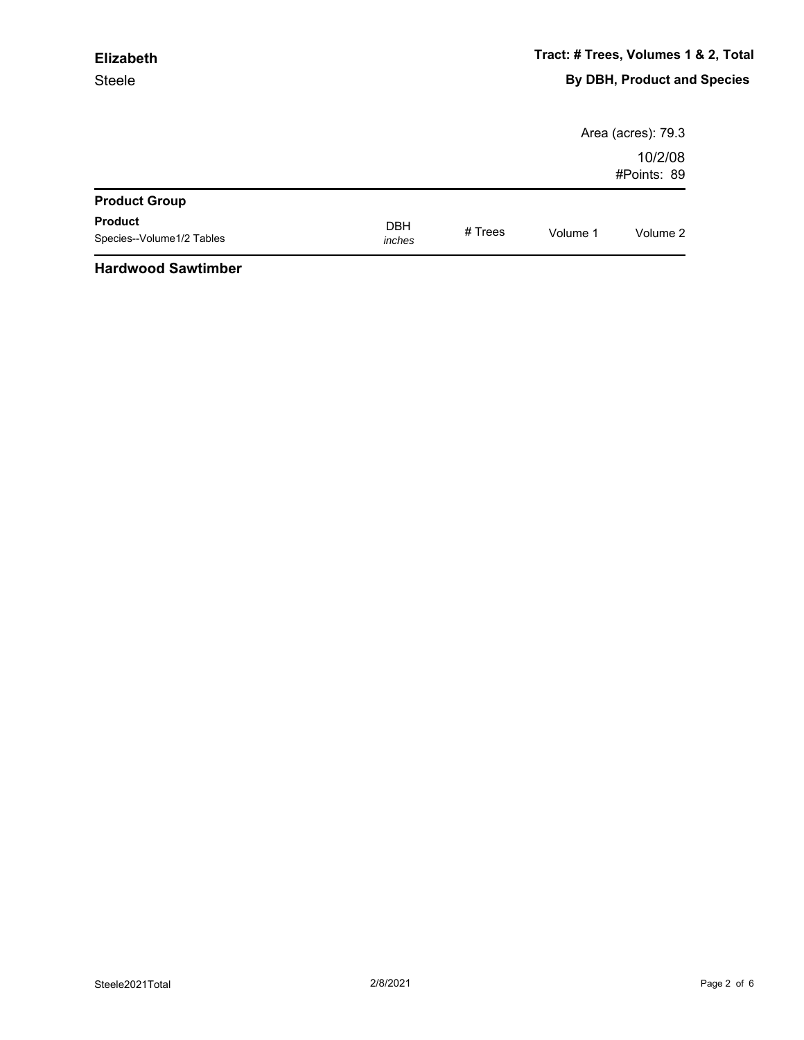**Elizabeth**

Steele

**Tract: # Trees, Volumes 1 & 2, Total**

**By DBH, Product and Species**

Area (acres): 79.3

10/2/08

#Points: 89

| **Product Group** | | | | |
|---|---|---|---|---|
| **Product**<br>Species--Volume1/2 Tables | DBH<br>*inches* | # Trees | Volume 1 | Volume 2 |

**Hardwood Sawtimber**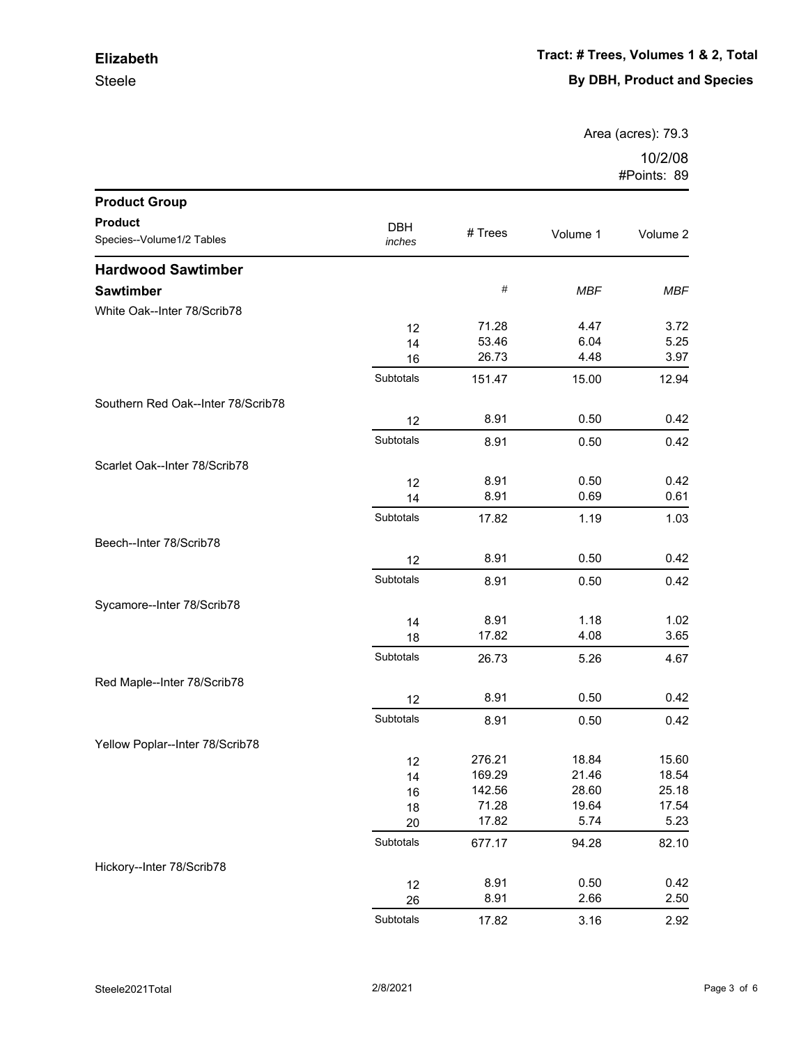**Elizabeth**

Steele

**Tract: # Trees, Volumes 1 & 2, Total**

**By DBH, Product and Species**

Area (acres): 79.3

10/2/08

#Points: 89

| Product Group<br>Product<br>Species--Volume1/2 Tables | DBH<br>*inches* | # Trees | Volume 1 | Volume 2 |
|---|---|---|---|---|
| **Hardwood Sawtimber** | | | | |
| **Sawtimber** | | *#* | *MBF* | *MBF* |
| White Oak--Inter 78/Scrib78 | | | | |
| | 12 | 71.28 | 4.47 | 3.72 |
| | 14 | 53.46 | 6.04 | 5.25 |
| | 16 | 26.73 | 4.48 | 3.97 |
| | Subtotals | 151.47 | 15.00 | 12.94 |
| Southern Red Oak--Inter 78/Scrib78 | | | | |
| | 12 | 8.91 | 0.50 | 0.42 |
| | Subtotals | 8.91 | 0.50 | 0.42 |
| Scarlet Oak--Inter 78/Scrib78 | | | | |
| | 12 | 8.91 | 0.50 | 0.42 |
| | 14 | 8.91 | 0.69 | 0.61 |
| | Subtotals | 17.82 | 1.19 | 1.03 |
| Beech--Inter 78/Scrib78 | | | | |
| | 12 | 8.91 | 0.50 | 0.42 |
| | Subtotals | 8.91 | 0.50 | 0.42 |
| Sycamore--Inter 78/Scrib78 | | | | |
| | 14 | 8.91 | 1.18 | 1.02 |
| | 18 | 17.82 | 4.08 | 3.65 |
| | Subtotals | 26.73 | 5.26 | 4.67 |
| Red Maple--Inter 78/Scrib78 | | | | |
| | 12 | 8.91 | 0.50 | 0.42 |
| | Subtotals | 8.91 | 0.50 | 0.42 |
| Yellow Poplar--Inter 78/Scrib78 | | | | |
| | 12 | 276.21 | 18.84 | 15.60 |
| | 14 | 169.29 | 21.46 | 18.54 |
| | 16 | 142.56 | 28.60 | 25.18 |
| | 18 | 71.28 | 19.64 | 17.54 |
| | 20 | 17.82 | 5.74 | 5.23 |
| | Subtotals | 677.17 | 94.28 | 82.10 |
| Hickory--Inter 78/Scrib78 | | | | |
| | 12 | 8.91 | 0.50 | 0.42 |
| | 26 | 8.91 | 2.66 | 2.50 |
| | Subtotals | 17.82 | 3.16 | 2.92 |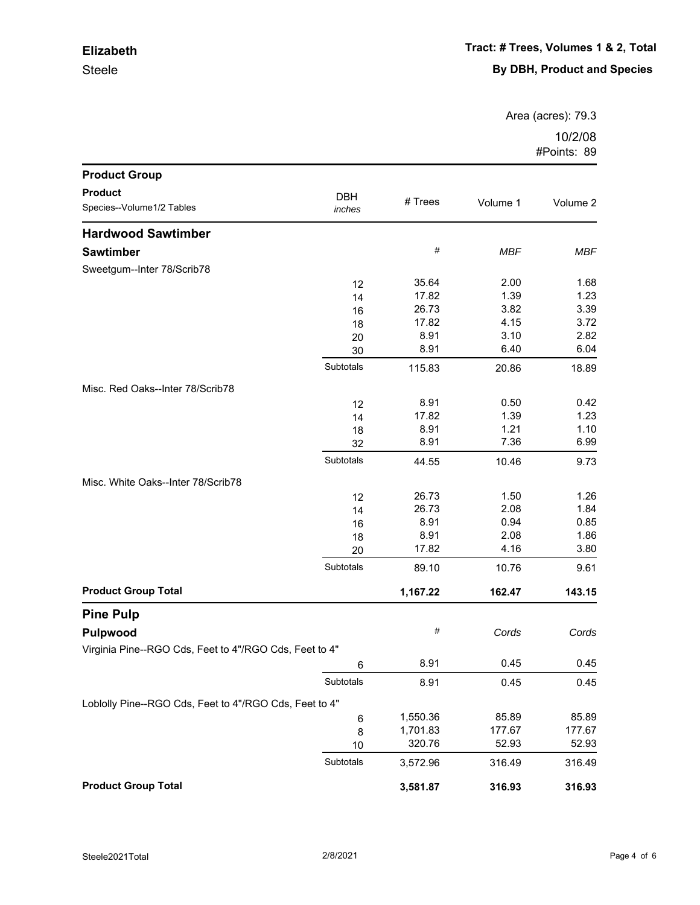**Elizabeth**

Steele

**Tract: # Trees, Volumes 1 & 2, Total**

**By DBH, Product and Species**

Area (acres): 79.3

10/2/08

#Points: 89

| Product Group<br>Product<br>Species--Volume1/2 Tables | DBH *inches* | # Trees | Volume 1 | Volume 2 |
|---|---|---|---|---|
| **Hardwood Sawtimber** | | | | |
| **Sawtimber** | | # | *MBF* | *MBF* |
| Sweetgum--Inter 78/Scrib78 | | | | |
| | 12 | 35.64 | 2.00 | 1.68 |
| | 14 | 17.82 | 1.39 | 1.23 |
| | 16 | 26.73 | 3.82 | 3.39 |
| | 18 | 17.82 | 4.15 | 3.72 |
| | 20 | 8.91 | 3.10 | 2.82 |
| | 30 | 8.91 | 6.40 | 6.04 |
| | Subtotals | 115.83 | 20.86 | 18.89 |
| Misc. Red Oaks--Inter 78/Scrib78 | | | | |
| | 12 | 8.91 | 0.50 | 0.42 |
| | 14 | 17.82 | 1.39 | 1.23 |
| | 18 | 8.91 | 1.21 | 1.10 |
| | 32 | 8.91 | 7.36 | 6.99 |
| | Subtotals | 44.55 | 10.46 | 9.73 |
| Misc. White Oaks--Inter 78/Scrib78 | | | | |
| | 12 | 26.73 | 1.50 | 1.26 |
| | 14 | 26.73 | 2.08 | 1.84 |
| | 16 | 8.91 | 0.94 | 0.85 |
| | 18 | 8.91 | 2.08 | 1.86 |
| | 20 | 17.82 | 4.16 | 3.80 |
| | Subtotals | 89.10 | 10.76 | 9.61 |
| **Product Group Total** | | **1,167.22** | **162.47** | **143.15** |
| **Pine Pulp** | | | | |
| **Pulpwood** | | # | *Cords* | *Cords* |
| Virginia Pine--RGO Cds, Feet to 4"/RGO Cds, Feet to 4" | | | | |
| | 6 | 8.91 | 0.45 | 0.45 |
| | Subtotals | 8.91 | 0.45 | 0.45 |
| Loblolly Pine--RGO Cds, Feet to 4"/RGO Cds, Feet to 4" | | | | |
| | 6 | 1,550.36 | 85.89 | 85.89 |
| | 8 | 1,701.83 | 177.67 | 177.67 |
| | 10 | 320.76 | 52.93 | 52.93 |
| | Subtotals | 3,572.96 | 316.49 | 316.49 |
| **Product Group Total** | | **3,581.87** | **316.93** | **316.93** |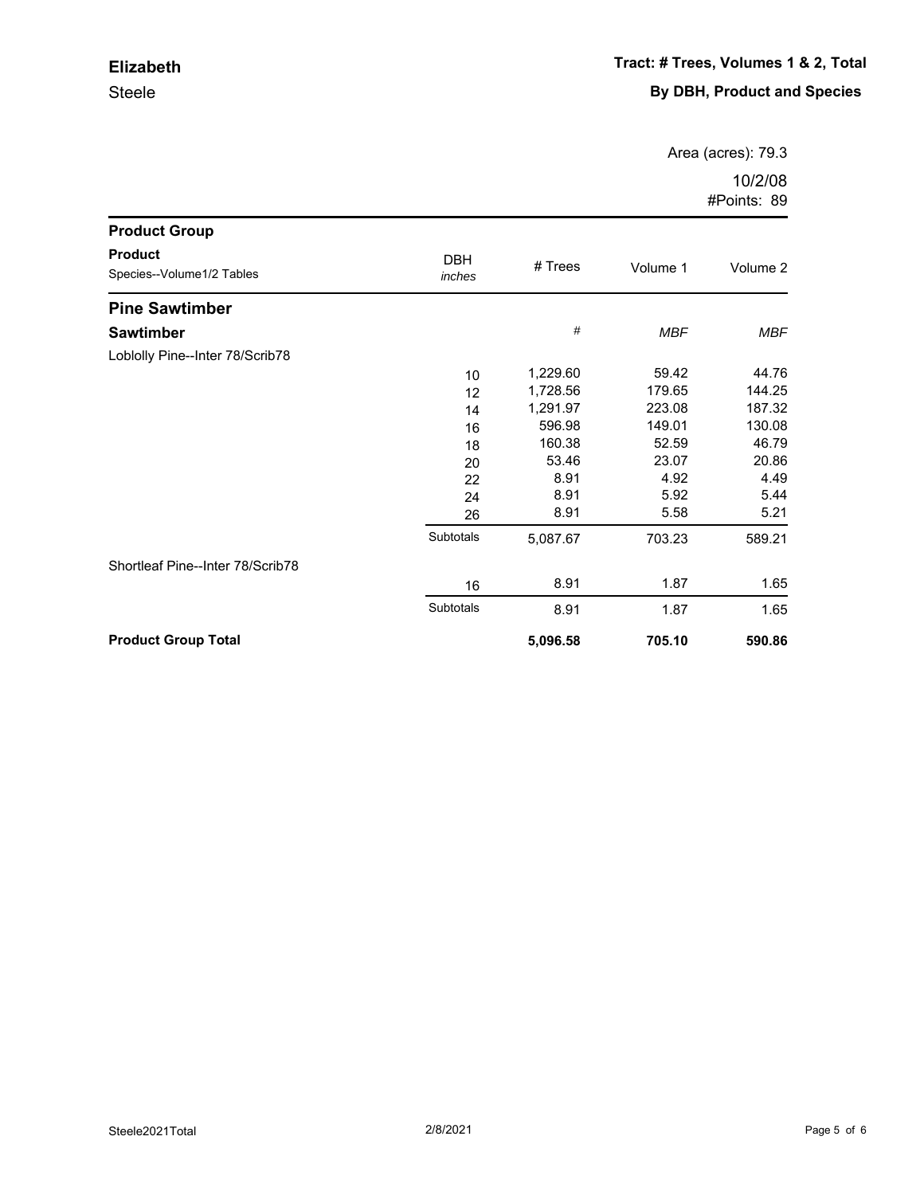**Elizabeth**

Steele

**Tract: # Trees, Volumes 1 & 2, Total**

**By DBH, Product and Species**

Area (acres): 79.3

10/2/08

#Points: 89

| Product Group / Product / Species--Volume1/2 Tables | DBH *inches* | # Trees | Volume 1 | Volume 2 |
|---|---|---|---|---|
| **Pine Sawtimber** | | | | |
| **Sawtimber** | | # | *MBF* | *MBF* |
| Loblolly Pine--Inter 78/Scrib78 | | | | |
| | 10 | 1,229.60 | 59.42 | 44.76 |
| | 12 | 1,728.56 | 179.65 | 144.25 |
| | 14 | 1,291.97 | 223.08 | 187.32 |
| | 16 | 596.98 | 149.01 | 130.08 |
| | 18 | 160.38 | 52.59 | 46.79 |
| | 20 | 53.46 | 23.07 | 20.86 |
| | 22 | 8.91 | 4.92 | 4.49 |
| | 24 | 8.91 | 5.92 | 5.44 |
| | 26 | 8.91 | 5.58 | 5.21 |
| | Subtotals | 5,087.67 | 703.23 | 589.21 |
| Shortleaf Pine--Inter 78/Scrib78 | | | | |
| | 16 | 8.91 | 1.87 | 1.65 |
| | Subtotals | 8.91 | 1.87 | 1.65 |
| **Product Group Total** | | **5,096.58** | **705.10** | **590.86** |

Steele2021Total 2/8/2021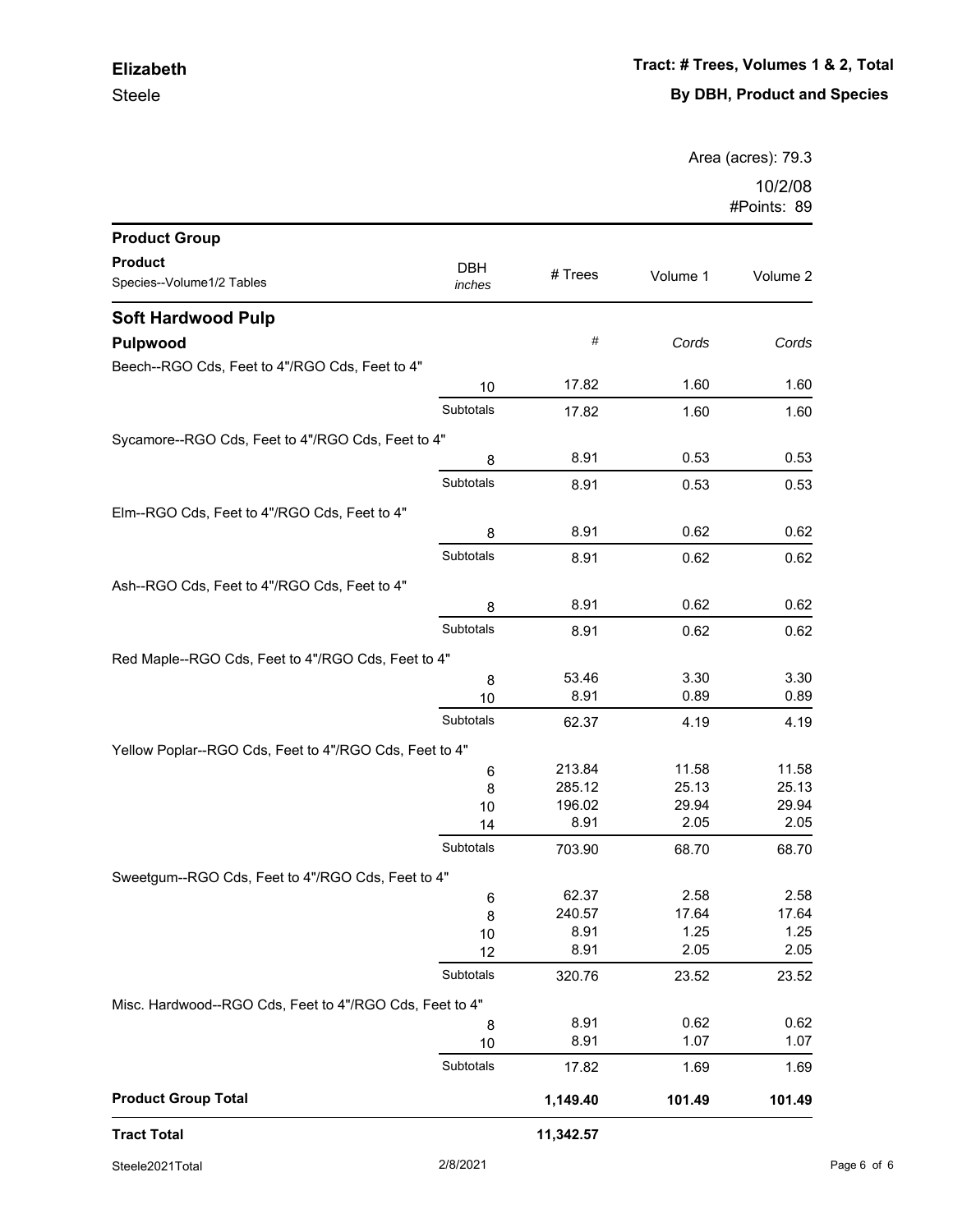**Elizabeth**

Steele

**Tract: # Trees, Volumes 1 & 2, Total**

**By DBH, Product and Species**

Area (acres): 79.3

10/2/08

#Points: 89

| Product Group / Product / Species--Volume1/2 Tables | DBH *inches* | # Trees | Volume 1 | Volume 2 |
|---|---|---|---|---|
| **Soft Hardwood Pulp** | | | | |
| **Pulpwood** | | # | *Cords* | *Cords* |
| Beech--RGO Cds, Feet to 4"/RGO Cds, Feet to 4" | | | | |
| | 10 | 17.82 | 1.60 | 1.60 |
| | Subtotals | 17.82 | 1.60 | 1.60 |
| Sycamore--RGO Cds, Feet to 4"/RGO Cds, Feet to 4" | | | | |
| | 8 | 8.91 | 0.53 | 0.53 |
| | Subtotals | 8.91 | 0.53 | 0.53 |
| Elm--RGO Cds, Feet to 4"/RGO Cds, Feet to 4" | | | | |
| | 8 | 8.91 | 0.62 | 0.62 |
| | Subtotals | 8.91 | 0.62 | 0.62 |
| Ash--RGO Cds, Feet to 4"/RGO Cds, Feet to 4" | | | | |
| | 8 | 8.91 | 0.62 | 0.62 |
| | Subtotals | 8.91 | 0.62 | 0.62 |
| Red Maple--RGO Cds, Feet to 4"/RGO Cds, Feet to 4" | | | | |
| | 8 | 53.46 | 3.30 | 3.30 |
| | 10 | 8.91 | 0.89 | 0.89 |
| | Subtotals | 62.37 | 4.19 | 4.19 |
| Yellow Poplar--RGO Cds, Feet to 4"/RGO Cds, Feet to 4" | | | | |
| | 6 | 213.84 | 11.58 | 11.58 |
| | 8 | 285.12 | 25.13 | 25.13 |
| | 10 | 196.02 | 29.94 | 29.94 |
| | 14 | 8.91 | 2.05 | 2.05 |
| | Subtotals | 703.90 | 68.70 | 68.70 |
| Sweetgum--RGO Cds, Feet to 4"/RGO Cds, Feet to 4" | | | | |
| | 6 | 62.37 | 2.58 | 2.58 |
| | 8 | 240.57 | 17.64 | 17.64 |
| | 10 | 8.91 | 1.25 | 1.25 |
| | 12 | 8.91 | 2.05 | 2.05 |
| | Subtotals | 320.76 | 23.52 | 23.52 |
| Misc. Hardwood--RGO Cds, Feet to 4"/RGO Cds, Feet to 4" | | | | |
| | 8 | 8.91 | 0.62 | 0.62 |
| | 10 | 8.91 | 1.07 | 1.07 |
| | Subtotals | 17.82 | 1.69 | 1.69 |
| **Product Group Total** | | **1,149.40** | **101.49** | **101.49** |
| **Tract Total** | | **11,342.57** | | |

Steele2021Total 2/8/2021